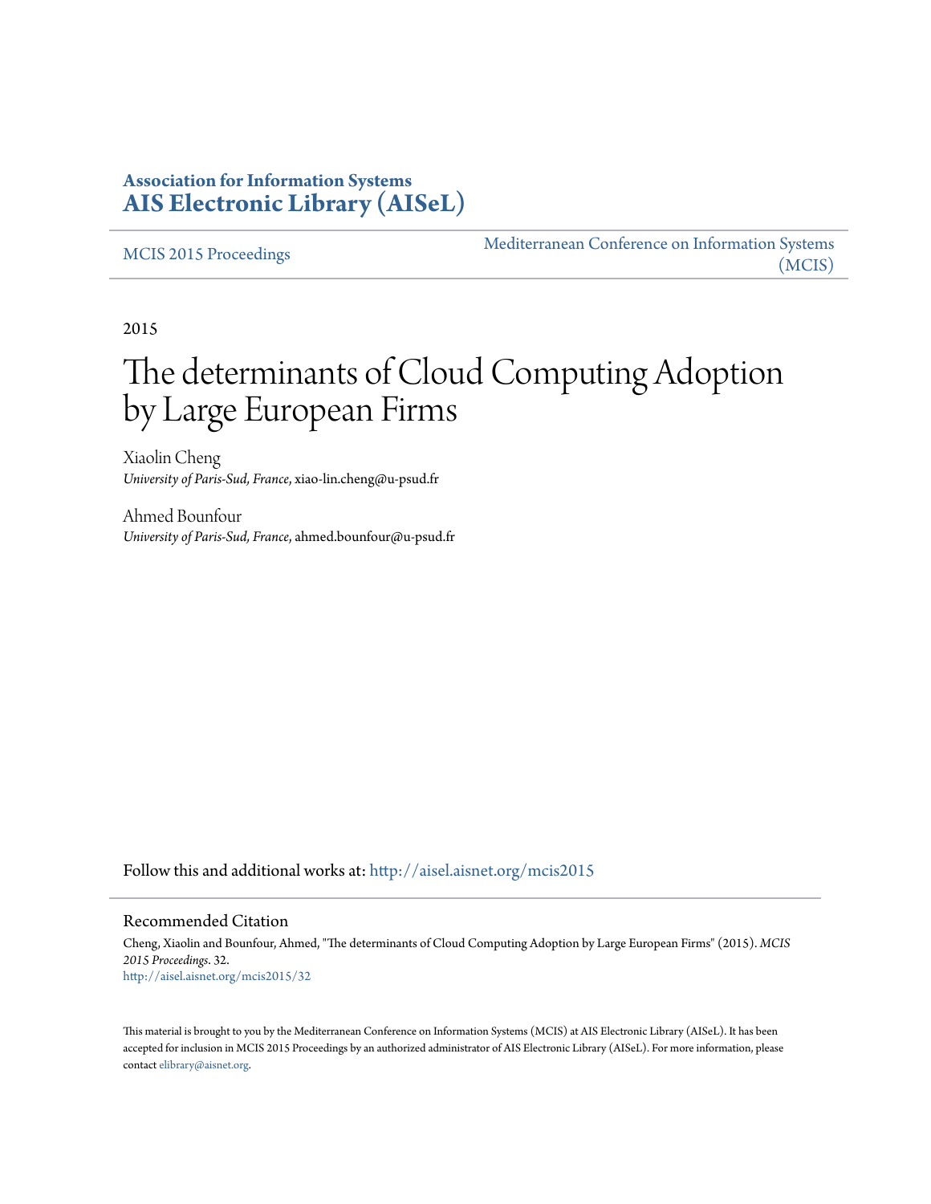**Association for Information Systems**
**AIS Electronic Library (AISeL)**

MCIS 2015 Proceedings

Mediterranean Conference on Information Systems (MCIS)

2015

# The determinants of Cloud Computing Adoption by Large European Firms

Xiaolin Cheng
*University of Paris-Sud, France*, xiao-lin.cheng@u-psud.fr

Ahmed Bounfour
*University of Paris-Sud, France*, ahmed.bounfour@u-psud.fr

Follow this and additional works at: http://aisel.aisnet.org/mcis2015

Recommended Citation

Cheng, Xiaolin and Bounfour, Ahmed, "The determinants of Cloud Computing Adoption by Large European Firms" (2015). *MCIS 2015 Proceedings*. 32.
http://aisel.aisnet.org/mcis2015/32

This material is brought to you by the Mediterranean Conference on Information Systems (MCIS) at AIS Electronic Library (AISeL). It has been accepted for inclusion in MCIS 2015 Proceedings by an authorized administrator of AIS Electronic Library (AISeL). For more information, please contact elibrary@aisnet.org.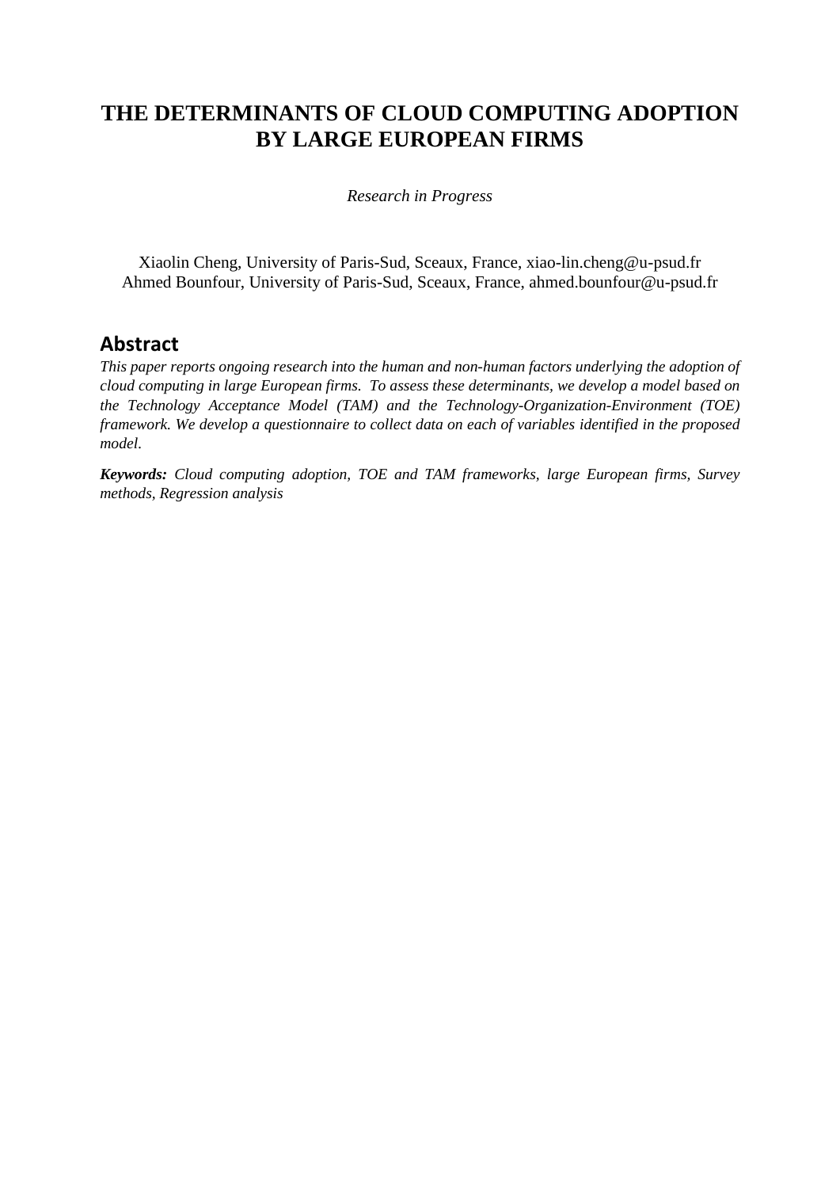# THE DETERMINANTS OF CLOUD COMPUTING ADOPTION BY LARGE EUROPEAN FIRMS

*Research in Progress*

Xiaolin Cheng, University of Paris-Sud, Sceaux, France, xiao-lin.cheng@u-psud.fr
Ahmed Bounfour, University of Paris-Sud, Sceaux, France, ahmed.bounfour@u-psud.fr

## Abstract

*This paper reports ongoing research into the human and non-human factors underlying the adoption of cloud computing in large European firms. To assess these determinants, we develop a model based on the Technology Acceptance Model (TAM) and the Technology-Organization-Environment (TOE) framework. We develop a questionnaire to collect data on each of variables identified in the proposed model.*

***Keywords:*** *Cloud computing adoption, TOE and TAM frameworks, large European firms, Survey methods, Regression analysis*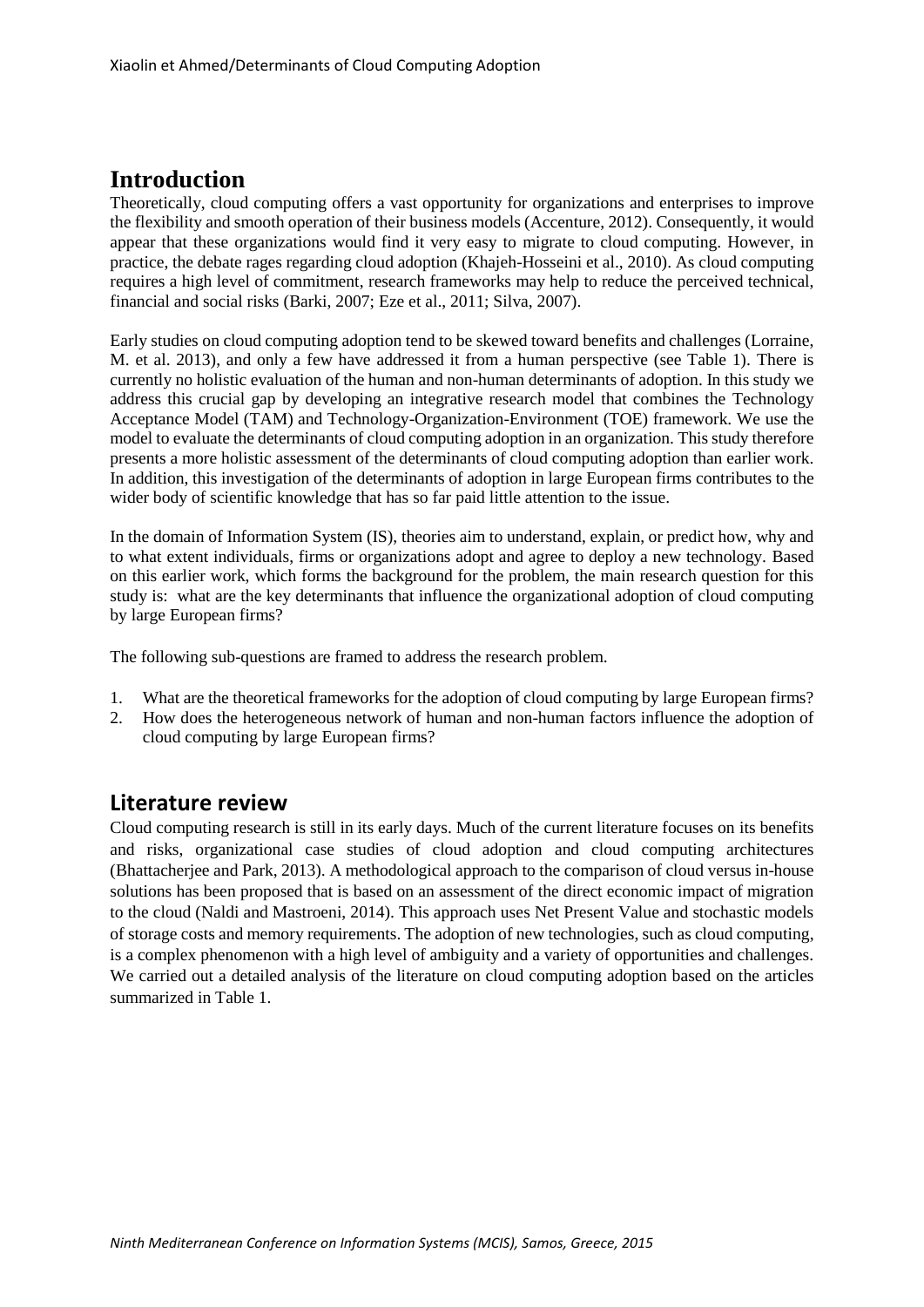# Introduction

Theoretically, cloud computing offers a vast opportunity for organizations and enterprises to improve the flexibility and smooth operation of their business models (Accenture, 2012). Consequently, it would appear that these organizations would find it very easy to migrate to cloud computing. However, in practice, the debate rages regarding cloud adoption (Khajeh-Hosseini et al., 2010). As cloud computing requires a high level of commitment, research frameworks may help to reduce the perceived technical, financial and social risks (Barki, 2007; Eze et al., 2011; Silva, 2007).

Early studies on cloud computing adoption tend to be skewed toward benefits and challenges (Lorraine, M. et al. 2013), and only a few have addressed it from a human perspective (see Table 1). There is currently no holistic evaluation of the human and non-human determinants of adoption. In this study we address this crucial gap by developing an integrative research model that combines the Technology Acceptance Model (TAM) and Technology-Organization-Environment (TOE) framework. We use the model to evaluate the determinants of cloud computing adoption in an organization. This study therefore presents a more holistic assessment of the determinants of cloud computing adoption than earlier work. In addition, this investigation of the determinants of adoption in large European firms contributes to the wider body of scientific knowledge that has so far paid little attention to the issue.

In the domain of Information System (IS), theories aim to understand, explain, or predict how, why and to what extent individuals, firms or organizations adopt and agree to deploy a new technology. Based on this earlier work, which forms the background for the problem, the main research question for this study is: what are the key determinants that influence the organizational adoption of cloud computing by large European firms?

The following sub-questions are framed to address the research problem.

1. What are the theoretical frameworks for the adoption of cloud computing by large European firms?
2. How does the heterogeneous network of human and non-human factors influence the adoption of cloud computing by large European firms?

## Literature review

Cloud computing research is still in its early days. Much of the current literature focuses on its benefits and risks, organizational case studies of cloud adoption and cloud computing architectures (Bhattacherjee and Park, 2013). A methodological approach to the comparison of cloud versus in-house solutions has been proposed that is based on an assessment of the direct economic impact of migration to the cloud (Naldi and Mastroeni, 2014). This approach uses Net Present Value and stochastic models of storage costs and memory requirements. The adoption of new technologies, such as cloud computing, is a complex phenomenon with a high level of ambiguity and a variety of opportunities and challenges. We carried out a detailed analysis of the literature on cloud computing adoption based on the articles summarized in Table 1.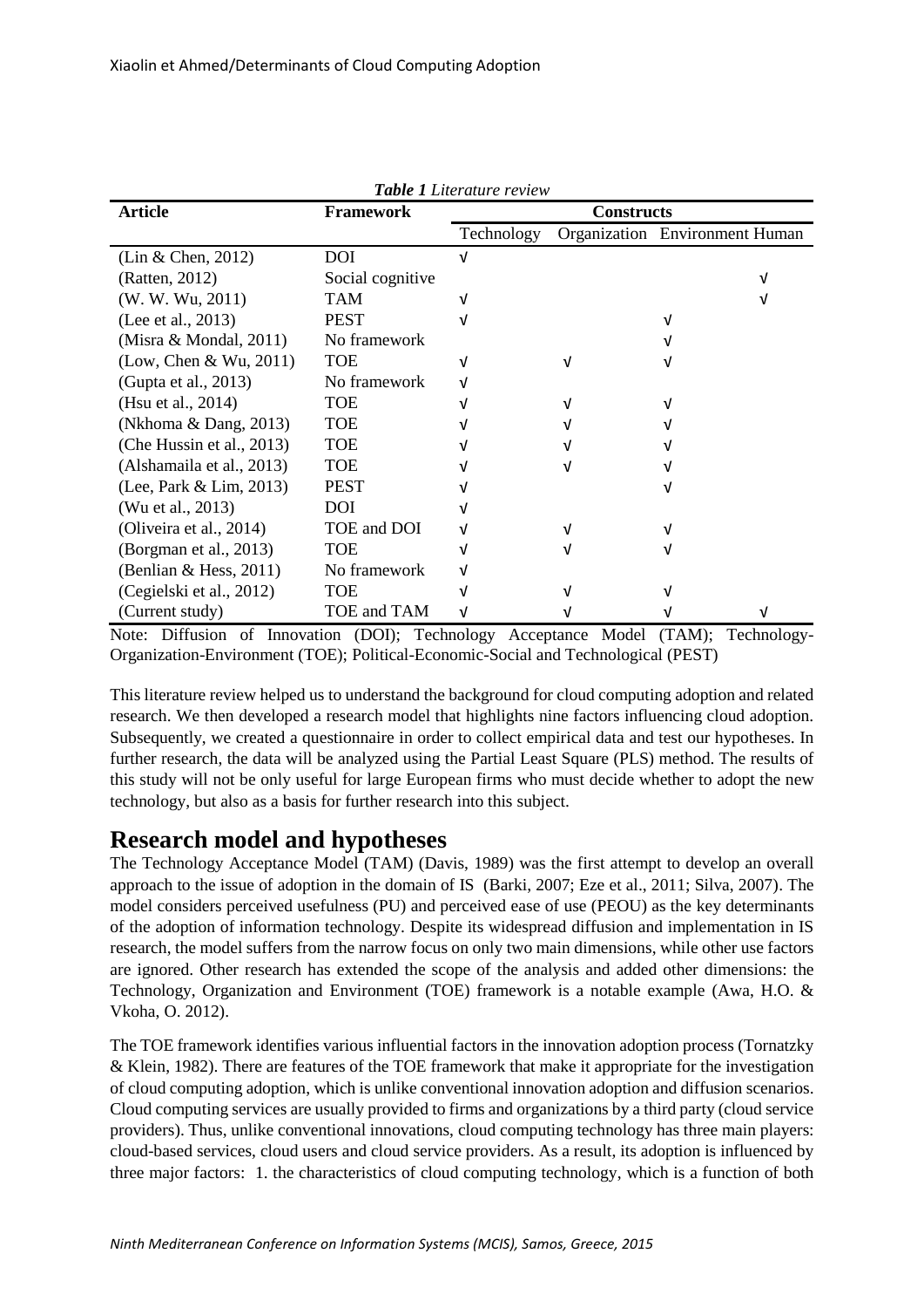*Table 1 Literature review*

| Article | Framework | Constructs | | | |
|---|---|---|---|---|---|
| | | Technology | Organization | Environment | Human |
| (Lin & Chen, 2012) | DOI | √ | | | |
| (Ratten, 2012) | Social cognitive | | | | √ |
| (W. W. Wu, 2011) | TAM | √ | | | √ |
| (Lee et al., 2013) | PEST | √ | | √ | |
| (Misra & Mondal, 2011) | No framework | | | √ | |
| (Low, Chen & Wu, 2011) | TOE | √ | √ | √ | |
| (Gupta et al., 2013) | No framework | √ | | | |
| (Hsu et al., 2014) | TOE | √ | √ | √ | |
| (Nkhoma & Dang, 2013) | TOE | √ | √ | √ | |
| (Che Hussin et al., 2013) | TOE | √ | √ | √ | |
| (Alshamaila et al., 2013) | TOE | √ | √ | √ | |
| (Lee, Park & Lim, 2013) | PEST | √ | | √ | |
| (Wu et al., 2013) | DOI | √ | | | |
| (Oliveira et al., 2014) | TOE and DOI | √ | √ | √ | |
| (Borgman et al., 2013) | TOE | √ | √ | √ | |
| (Benlian & Hess, 2011) | No framework | √ | | | |
| (Cegielski et al., 2012) | TOE | √ | √ | √ | |
| (Current study) | TOE and TAM | √ | √ | √ | √ |

Note: Diffusion of Innovation (DOI); Technology Acceptance Model (TAM); Technology-Organization-Environment (TOE); Political-Economic-Social and Technological (PEST)

This literature review helped us to understand the background for cloud computing adoption and related research. We then developed a research model that highlights nine factors influencing cloud adoption. Subsequently, we created a questionnaire in order to collect empirical data and test our hypotheses. In further research, the data will be analyzed using the Partial Least Square (PLS) method. The results of this study will not be only useful for large European firms who must decide whether to adopt the new technology, but also as a basis for further research into this subject.

# Research model and hypotheses

The Technology Acceptance Model (TAM) (Davis, 1989) was the first attempt to develop an overall approach to the issue of adoption in the domain of IS (Barki, 2007; Eze et al., 2011; Silva, 2007). The model considers perceived usefulness (PU) and perceived ease of use (PEOU) as the key determinants of the adoption of information technology. Despite its widespread diffusion and implementation in IS research, the model suffers from the narrow focus on only two main dimensions, while other use factors are ignored. Other research has extended the scope of the analysis and added other dimensions: the Technology, Organization and Environment (TOE) framework is a notable example (Awa, H.O. & Vkoha, O. 2012).

The TOE framework identifies various influential factors in the innovation adoption process (Tornatzky & Klein, 1982). There are features of the TOE framework that make it appropriate for the investigation of cloud computing adoption, which is unlike conventional innovation adoption and diffusion scenarios. Cloud computing services are usually provided to firms and organizations by a third party (cloud service providers). Thus, unlike conventional innovations, cloud computing technology has three main players: cloud-based services, cloud users and cloud service providers. As a result, its adoption is influenced by three major factors: 1. the characteristics of cloud computing technology, which is a function of both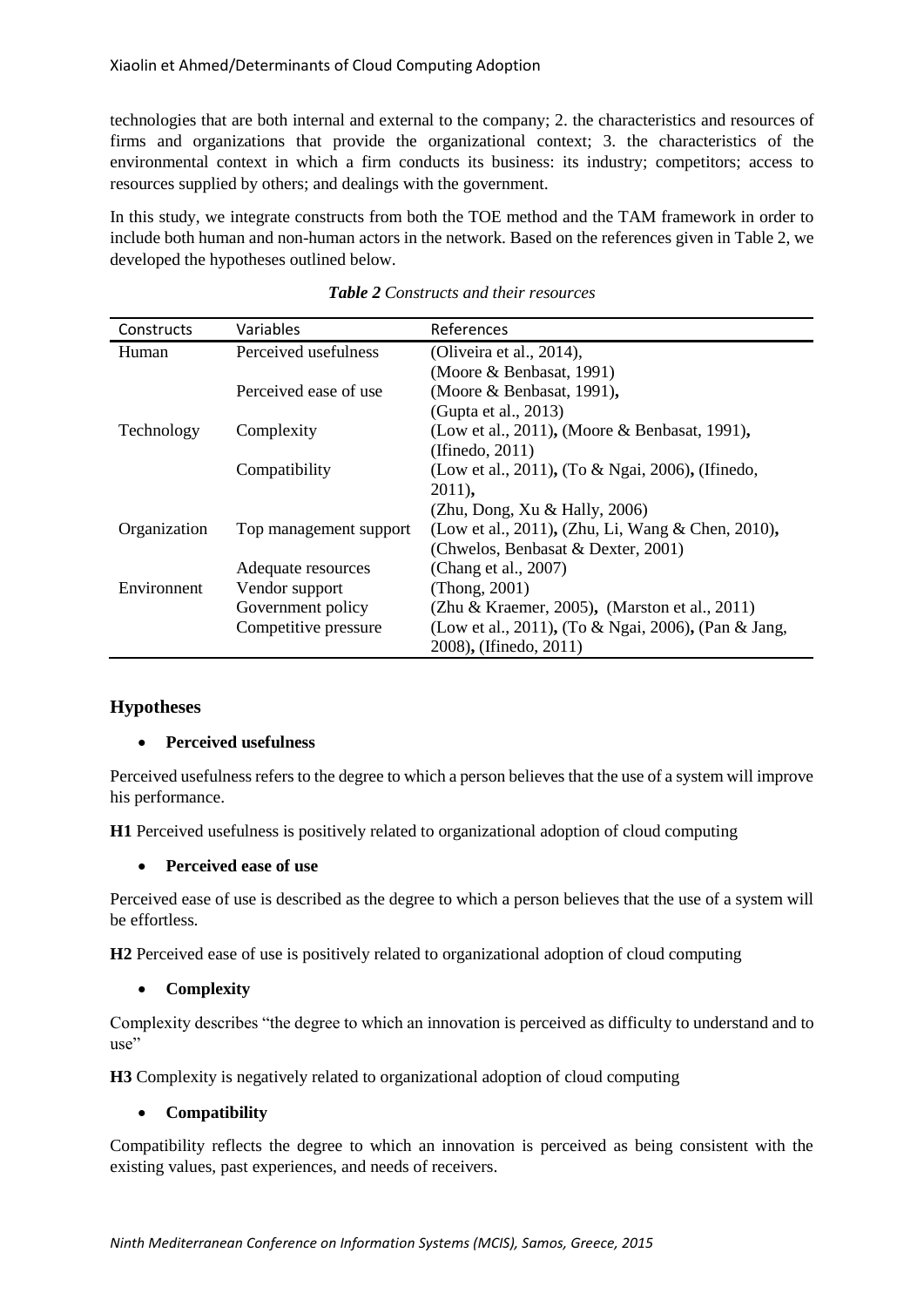technologies that are both internal and external to the company; 2. the characteristics and resources of firms and organizations that provide the organizational context; 3. the characteristics of the environmental context in which a firm conducts its business: its industry; competitors; access to resources supplied by others; and dealings with the government.

In this study, we integrate constructs from both the TOE method and the TAM framework in order to include both human and non-human actors in the network. Based on the references given in Table 2, we developed the hypotheses outlined below.

***Table 2** Constructs and their resources*

| Constructs | Variables | References |
|---|---|---|
| Human | Perceived usefulness | (Oliveira et al., 2014), (Moore & Benbasat, 1991) |
| | Perceived ease of use | (Moore & Benbasat, 1991), (Gupta et al., 2013) |
| Technology | Complexity | (Low et al., 2011), (Moore & Benbasat, 1991), (Ifinedo, 2011) |
| | Compatibility | (Low et al., 2011), (To & Ngai, 2006), (Ifinedo, 2011), (Zhu, Dong, Xu & Hally, 2006) |
| Organization | Top management support | (Low et al., 2011), (Zhu, Li, Wang & Chen, 2010), (Chwelos, Benbasat & Dexter, 2001) |
| | Adequate resources | (Chang et al., 2007) |
| Environnent | Vendor support | (Thong, 2001) |
| | Government policy | (Zhu & Kraemer, 2005), (Marston et al., 2011) |
| | Competitive pressure | (Low et al., 2011), (To & Ngai, 2006), (Pan & Jang, 2008), (Ifinedo, 2011) |

## Hypotheses

- **Perceived usefulness**

Perceived usefulness refers to the degree to which a person believes that the use of a system will improve his performance.

**H1** Perceived usefulness is positively related to organizational adoption of cloud computing

- **Perceived ease of use**

Perceived ease of use is described as the degree to which a person believes that the use of a system will be effortless.

**H2** Perceived ease of use is positively related to organizational adoption of cloud computing

- **Complexity**

Complexity describes "the degree to which an innovation is perceived as difficulty to understand and to use"

**H3** Complexity is negatively related to organizational adoption of cloud computing

- **Compatibility**

Compatibility reflects the degree to which an innovation is perceived as being consistent with the existing values, past experiences, and needs of receivers.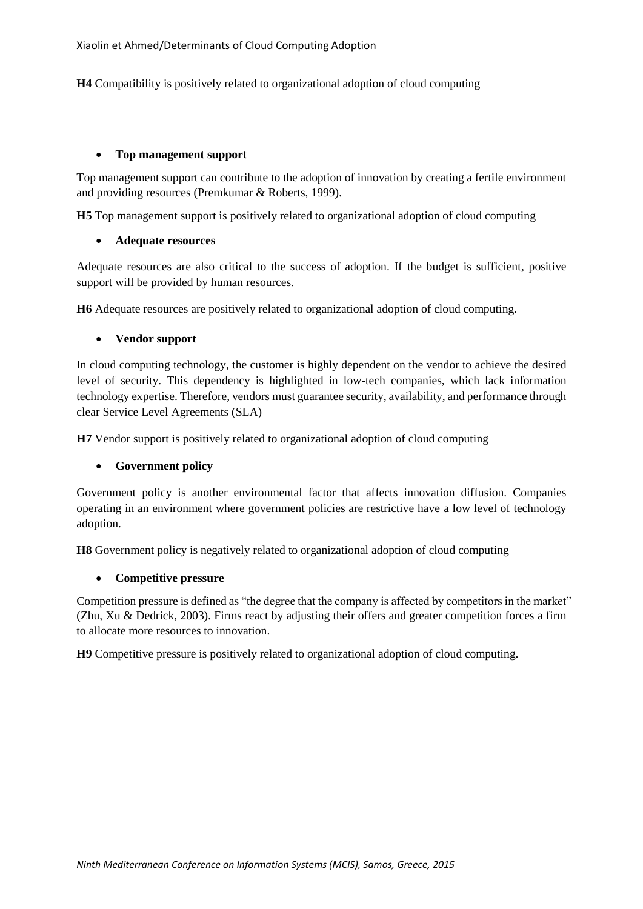**H4** Compatibility is positively related to organizational adoption of cloud computing

- **Top management support**

Top management support can contribute to the adoption of innovation by creating a fertile environment and providing resources (Premkumar & Roberts, 1999).

**H5** Top management support is positively related to organizational adoption of cloud computing

- **Adequate resources**

Adequate resources are also critical to the success of adoption. If the budget is sufficient, positive support will be provided by human resources.

**H6** Adequate resources are positively related to organizational adoption of cloud computing.

- **Vendor support**

In cloud computing technology, the customer is highly dependent on the vendor to achieve the desired level of security. This dependency is highlighted in low-tech companies, which lack information technology expertise. Therefore, vendors must guarantee security, availability, and performance through clear Service Level Agreements (SLA)

**H7** Vendor support is positively related to organizational adoption of cloud computing

- **Government policy**

Government policy is another environmental factor that affects innovation diffusion. Companies operating in an environment where government policies are restrictive have a low level of technology adoption.

**H8** Government policy is negatively related to organizational adoption of cloud computing

- **Competitive pressure**

Competition pressure is defined as "the degree that the company is affected by competitors in the market" (Zhu, Xu & Dedrick, 2003). Firms react by adjusting their offers and greater competition forces a firm to allocate more resources to innovation.

**H9** Competitive pressure is positively related to organizational adoption of cloud computing.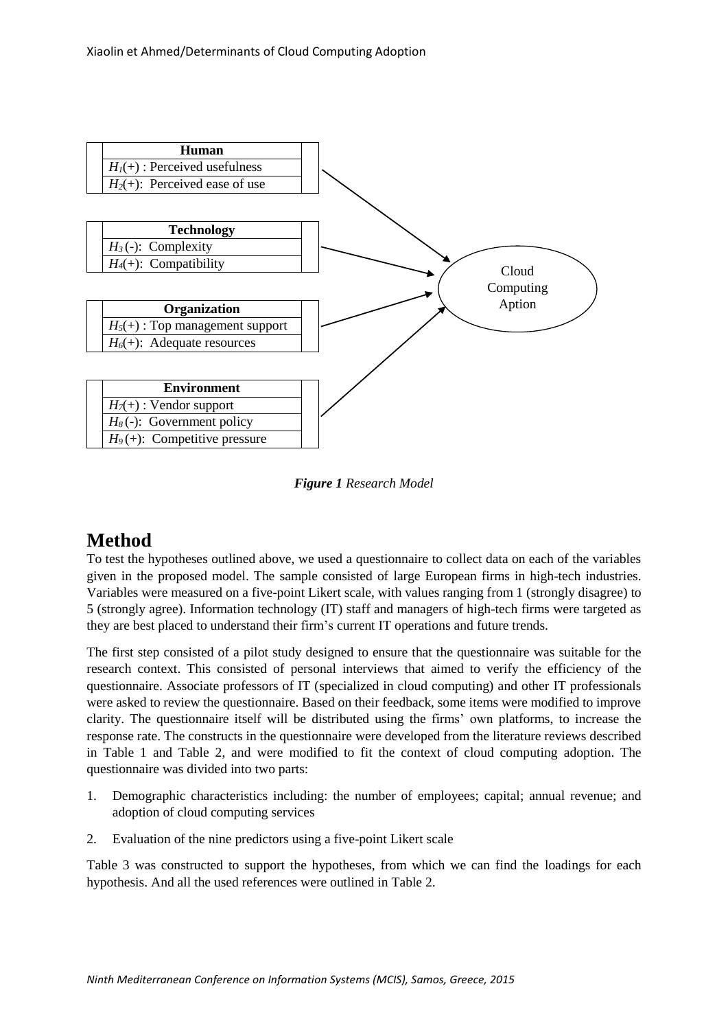| Human |
| --- |
| $H_1$(+) : Perceived usefulness |
| $H_2$(+): Perceived ease of use |

| Technology |
| --- |
| $H_3$ (-): Complexity |
| $H_4$(+): Compatibility |

| Organization |
| --- |
| $H_5$(+) : Top management support |
| $H_6$(+): Adequate resources |

| Environment |
| --- |
| $H_7$(+) : Vendor support |
| $H_8$ (-): Government policy |
| $H_9$ (+): Competitive pressure |

Cloud Computing Aption

***Figure 1** Research Model*

# Method

To test the hypotheses outlined above, we used a questionnaire to collect data on each of the variables given in the proposed model. The sample consisted of large European firms in high-tech industries. Variables were measured on a five-point Likert scale, with values ranging from 1 (strongly disagree) to 5 (strongly agree). Information technology (IT) staff and managers of high-tech firms were targeted as they are best placed to understand their firm's current IT operations and future trends.

The first step consisted of a pilot study designed to ensure that the questionnaire was suitable for the research context. This consisted of personal interviews that aimed to verify the efficiency of the questionnaire. Associate professors of IT (specialized in cloud computing) and other IT professionals were asked to review the questionnaire. Based on their feedback, some items were modified to improve clarity. The questionnaire itself will be distributed using the firms' own platforms, to increase the response rate. The constructs in the questionnaire were developed from the literature reviews described in Table 1 and Table 2, and were modified to fit the context of cloud computing adoption. The questionnaire was divided into two parts:

1. Demographic characteristics including: the number of employees; capital; annual revenue; and adoption of cloud computing services
2. Evaluation of the nine predictors using a five-point Likert scale

Table 3 was constructed to support the hypotheses, from which we can find the loadings for each hypothesis. And all the used references were outlined in Table 2.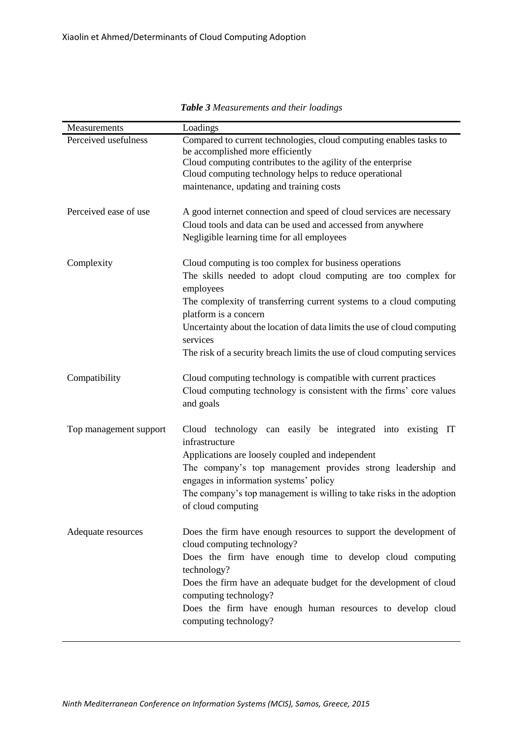*Table 3 Measurements and their loadings*

| Measurements | Loadings |
|---|---|
| Perceived usefulness | Compared to current technologies, cloud computing enables tasks to be accomplished more efficiently<br>Cloud computing contributes to the agility of the enterprise<br>Cloud computing technology helps to reduce operational maintenance, updating and training costs |
| Perceived ease of use | A good internet connection and speed of cloud services are necessary<br>Cloud tools and data can be used and accessed from anywhere<br>Negligible learning time for all employees |
| Complexity | Cloud computing is too complex for business operations<br>The skills needed to adopt cloud computing are too complex for employees<br>The complexity of transferring current systems to a cloud computing platform is a concern<br>Uncertainty about the location of data limits the use of cloud computing services<br>The risk of a security breach limits the use of cloud computing services |
| Compatibility | Cloud computing technology is compatible with current practices<br>Cloud computing technology is consistent with the firms' core values and goals |
| Top management support | Cloud technology can easily be integrated into existing IT infrastructure<br>Applications are loosely coupled and independent<br>The company's top management provides strong leadership and engages in information systems' policy<br>The company's top management is willing to take risks in the adoption of cloud computing |
| Adequate resources | Does the firm have enough resources to support the development of cloud computing technology?<br>Does the firm have enough time to develop cloud computing technology?<br>Does the firm have an adequate budget for the development of cloud computing technology?<br>Does the firm have enough human resources to develop cloud computing technology? |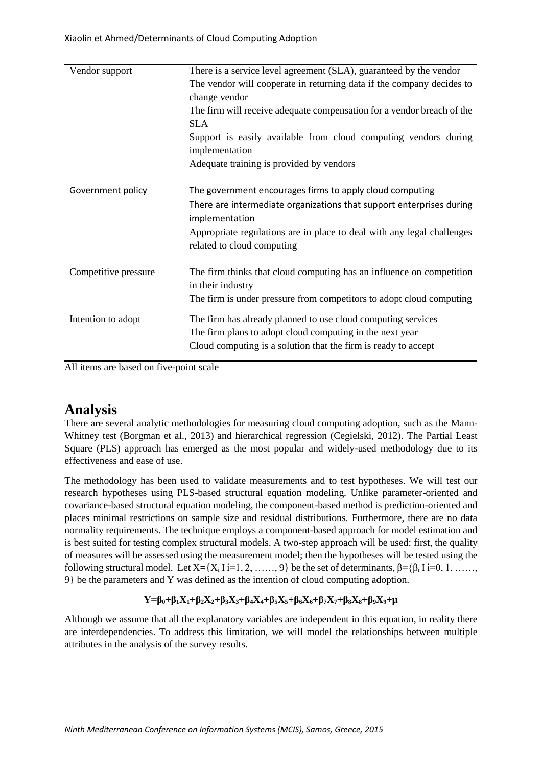| | |
|---|---|
| Vendor support | There is a service level agreement (SLA), guaranteed by the vendor<br>The vendor will cooperate in returning data if the company decides to change vendor<br>The firm will receive adequate compensation for a vendor breach of the SLA<br>Support is easily available from cloud computing vendors during implementation<br>Adequate training is provided by vendors |
| Government policy | The government encourages firms to apply cloud computing<br>There are intermediate organizations that support enterprises during implementation<br>Appropriate regulations are in place to deal with any legal challenges related to cloud computing |
| Competitive pressure | The firm thinks that cloud computing has an influence on competition in their industry<br>The firm is under pressure from competitors to adopt cloud computing |
| Intention to adopt | The firm has already planned to use cloud computing services<br>The firm plans to adopt cloud computing in the next year<br>Cloud computing is a solution that the firm is ready to accept |

All items are based on five-point scale

# Analysis

There are several analytic methodologies for measuring cloud computing adoption, such as the Mann-Whitney test (Borgman et al., 2013) and hierarchical regression (Cegielski, 2012). The Partial Least Square (PLS) approach has emerged as the most popular and widely-used methodology due to its effectiveness and ease of use.

The methodology has been used to validate measurements and to test hypotheses. We will test our research hypotheses using PLS-based structural equation modeling. Unlike parameter-oriented and covariance-based structural equation modeling, the component-based method is prediction-oriented and places minimal restrictions on sample size and residual distributions. Furthermore, there are no data normality requirements. The technique employs a component-based approach for model estimation and is best suited for testing complex structural models. A two-step approach will be used: first, the quality of measures will be assessed using the measurement model; then the hypotheses will be tested using the following structural model. Let $X=\{X_i \mid i=1, 2, \ldots\ldots, 9\}$ be the set of determinants, $\beta=\{\beta_i \mid i=0, 1, \ldots\ldots, 9\}$ be the parameters and Y was defined as the intention of cloud computing adoption.

$$\mathbf{Y=\beta_0+\beta_1X_1+\beta_2X_2+\beta_3X_3+\beta_4X_4+\beta_5X_5+\beta_6X_6+\beta_7X_7+\beta_8X_8+\beta_9X_9+\mu}$$

Although we assume that all the explanatory variables are independent in this equation, in reality there are interdependencies. To address this limitation, we will model the relationships between multiple attributes in the analysis of the survey results.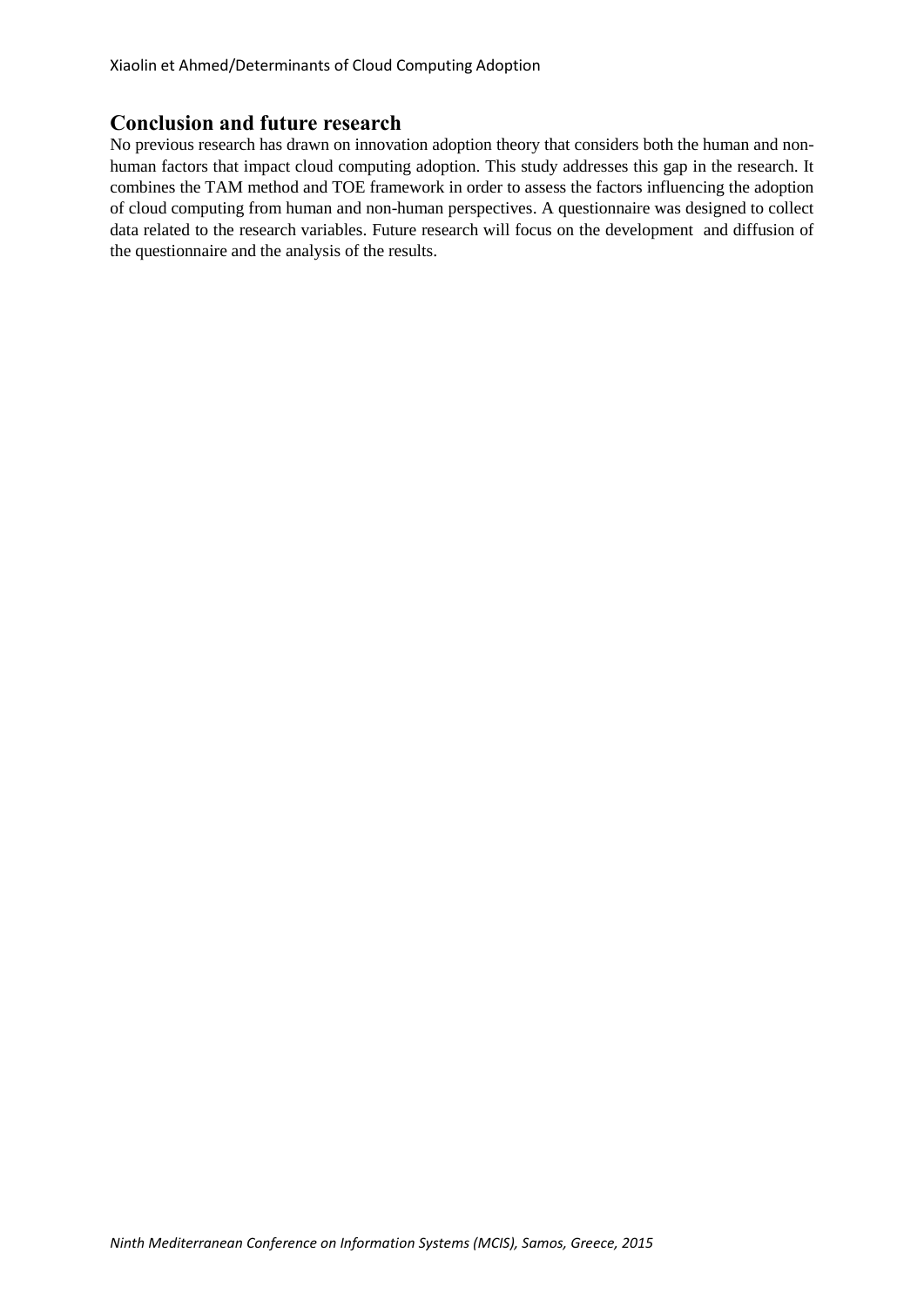## Conclusion and future research

No previous research has drawn on innovation adoption theory that considers both the human and non-human factors that impact cloud computing adoption. This study addresses this gap in the research. It combines the TAM method and TOE framework in order to assess the factors influencing the adoption of cloud computing from human and non-human perspectives. A questionnaire was designed to collect data related to the research variables. Future research will focus on the development and diffusion of the questionnaire and the analysis of the results.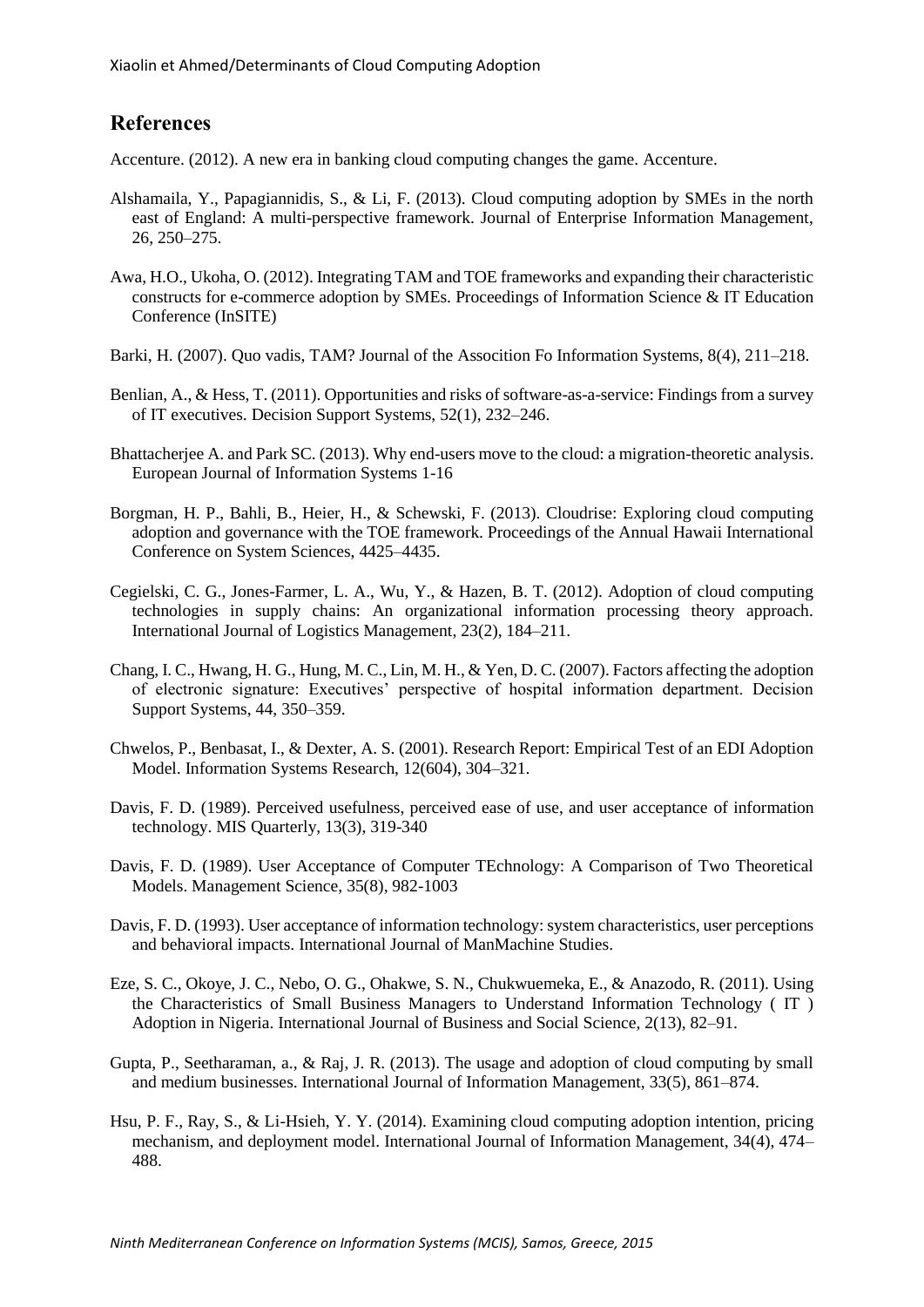## References

Accenture. (2012). A new era in banking cloud computing changes the game. Accenture.

Alshamaila, Y., Papagiannidis, S., & Li, F. (2013). Cloud computing adoption by SMEs in the north east of England: A multi-perspective framework. Journal of Enterprise Information Management, 26, 250–275.

Awa, H.O., Ukoha, O. (2012). Integrating TAM and TOE frameworks and expanding their characteristic constructs for e-commerce adoption by SMEs. Proceedings of Information Science & IT Education Conference (InSITE)

Barki, H. (2007). Quo vadis, TAM? Journal of the Assocition Fo Information Systems, 8(4), 211–218.

Benlian, A., & Hess, T. (2011). Opportunities and risks of software-as-a-service: Findings from a survey of IT executives. Decision Support Systems, 52(1), 232–246.

Bhattacherjee A. and Park SC. (2013). Why end-users move to the cloud: a migration-theoretic analysis. European Journal of Information Systems 1-16

Borgman, H. P., Bahli, B., Heier, H., & Schewski, F. (2013). Cloudrise: Exploring cloud computing adoption and governance with the TOE framework. Proceedings of the Annual Hawaii International Conference on System Sciences, 4425–4435.

Cegielski, C. G., Jones-Farmer, L. A., Wu, Y., & Hazen, B. T. (2012). Adoption of cloud computing technologies in supply chains: An organizational information processing theory approach. International Journal of Logistics Management, 23(2), 184–211.

Chang, I. C., Hwang, H. G., Hung, M. C., Lin, M. H., & Yen, D. C. (2007). Factors affecting the adoption of electronic signature: Executives' perspective of hospital information department. Decision Support Systems, 44, 350–359.

Chwelos, P., Benbasat, I., & Dexter, A. S. (2001). Research Report: Empirical Test of an EDI Adoption Model. Information Systems Research, 12(604), 304–321.

Davis, F. D. (1989). Perceived usefulness, perceived ease of use, and user acceptance of information technology. MIS Quarterly, 13(3), 319-340

Davis, F. D. (1989). User Acceptance of Computer TEchnology: A Comparison of Two Theoretical Models. Management Science, 35(8), 982-1003

Davis, F. D. (1993). User acceptance of information technology: system characteristics, user perceptions and behavioral impacts. International Journal of ManMachine Studies.

Eze, S. C., Okoye, J. C., Nebo, O. G., Ohakwe, S. N., Chukwuemeka, E., & Anazodo, R. (2011). Using the Characteristics of Small Business Managers to Understand Information Technology ( IT ) Adoption in Nigeria. International Journal of Business and Social Science, 2(13), 82–91.

Gupta, P., Seetharaman, a., & Raj, J. R. (2013). The usage and adoption of cloud computing by small and medium businesses. International Journal of Information Management, 33(5), 861–874.

Hsu, P. F., Ray, S., & Li-Hsieh, Y. Y. (2014). Examining cloud computing adoption intention, pricing mechanism, and deployment model. International Journal of Information Management, 34(4), 474–488.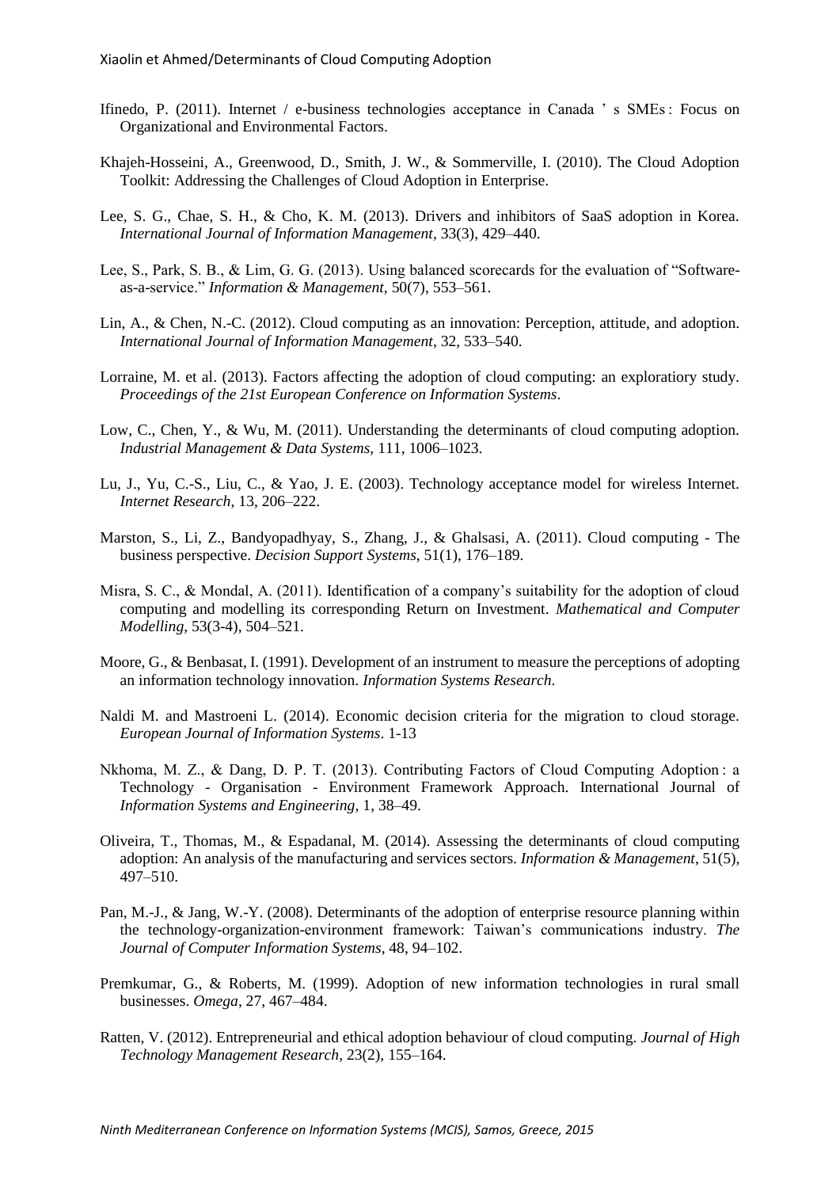Ifinedo, P. (2011). Internet / e-business technologies acceptance in Canada ' s SMEs : Focus on Organizational and Environmental Factors.

Khajeh-Hosseini, A., Greenwood, D., Smith, J. W., & Sommerville, I. (2010). The Cloud Adoption Toolkit: Addressing the Challenges of Cloud Adoption in Enterprise.

Lee, S. G., Chae, S. H., & Cho, K. M. (2013). Drivers and inhibitors of SaaS adoption in Korea. *International Journal of Information Management*, 33(3), 429–440.

Lee, S., Park, S. B., & Lim, G. G. (2013). Using balanced scorecards for the evaluation of "Software-as-a-service." *Information & Management*, 50(7), 553–561.

Lin, A., & Chen, N.-C. (2012). Cloud computing as an innovation: Perception, attitude, and adoption. *International Journal of Information Management*, 32, 533–540.

Lorraine, M. et al. (2013). Factors affecting the adoption of cloud computing: an exploratiory study. *Proceedings of the 21st European Conference on Information Systems*.

Low, C., Chen, Y., & Wu, M. (2011). Understanding the determinants of cloud computing adoption. *Industrial Management & Data Systems*, 111, 1006–1023.

Lu, J., Yu, C.-S., Liu, C., & Yao, J. E. (2003). Technology acceptance model for wireless Internet. *Internet Research*, 13, 206–222.

Marston, S., Li, Z., Bandyopadhyay, S., Zhang, J., & Ghalsasi, A. (2011). Cloud computing - The business perspective. *Decision Support Systems*, 51(1), 176–189.

Misra, S. C., & Mondal, A. (2011). Identification of a company's suitability for the adoption of cloud computing and modelling its corresponding Return on Investment. *Mathematical and Computer Modelling*, 53(3-4), 504–521.

Moore, G., & Benbasat, I. (1991). Development of an instrument to measure the perceptions of adopting an information technology innovation. *Information Systems Research*.

Naldi M. and Mastroeni L. (2014). Economic decision criteria for the migration to cloud storage. *European Journal of Information Systems*. 1-13

Nkhoma, M. Z., & Dang, D. P. T. (2013). Contributing Factors of Cloud Computing Adoption : a Technology - Organisation - Environment Framework Approach. International Journal of *Information Systems and Engineering*, 1, 38–49.

Oliveira, T., Thomas, M., & Espadanal, M. (2014). Assessing the determinants of cloud computing adoption: An analysis of the manufacturing and services sectors. *Information & Management*, 51(5), 497–510.

Pan, M.-J., & Jang, W.-Y. (2008). Determinants of the adoption of enterprise resource planning within the technology-organization-environment framework: Taiwan's communications industry. *The Journal of Computer Information Systems*, 48, 94–102.

Premkumar, G., & Roberts, M. (1999). Adoption of new information technologies in rural small businesses. *Omega*, 27, 467–484.

Ratten, V. (2012). Entrepreneurial and ethical adoption behaviour of cloud computing. *Journal of High Technology Management Research*, 23(2), 155–164.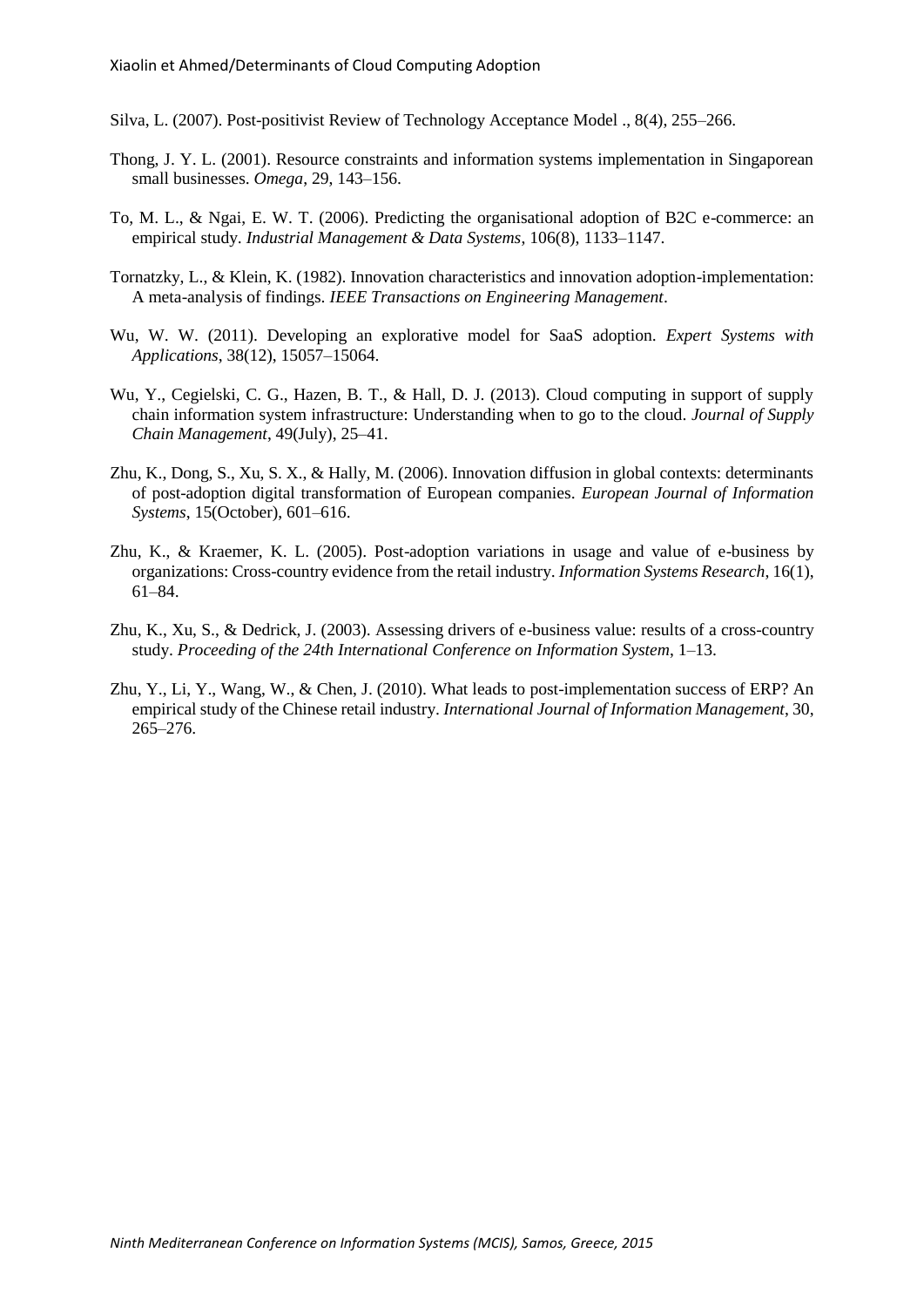Silva, L. (2007). Post-positivist Review of Technology Acceptance Model ., 8(4), 255–266.

Thong, J. Y. L. (2001). Resource constraints and information systems implementation in Singaporean small businesses. *Omega*, 29, 143–156.

To, M. L., & Ngai, E. W. T. (2006). Predicting the organisational adoption of B2C e-commerce: an empirical study. *Industrial Management & Data Systems*, 106(8), 1133–1147.

Tornatzky, L., & Klein, K. (1982). Innovation characteristics and innovation adoption-implementation: A meta-analysis of findings. *IEEE Transactions on Engineering Management*.

Wu, W. W. (2011). Developing an explorative model for SaaS adoption. *Expert Systems with Applications*, 38(12), 15057–15064.

Wu, Y., Cegielski, C. G., Hazen, B. T., & Hall, D. J. (2013). Cloud computing in support of supply chain information system infrastructure: Understanding when to go to the cloud. *Journal of Supply Chain Management*, 49(July), 25–41.

Zhu, K., Dong, S., Xu, S. X., & Hally, M. (2006). Innovation diffusion in global contexts: determinants of post-adoption digital transformation of European companies. *European Journal of Information Systems*, 15(October), 601–616.

Zhu, K., & Kraemer, K. L. (2005). Post-adoption variations in usage and value of e-business by organizations: Cross-country evidence from the retail industry. *Information Systems Research*, 16(1), 61–84.

Zhu, K., Xu, S., & Dedrick, J. (2003). Assessing drivers of e-business value: results of a cross-country study. *Proceeding of the 24th International Conference on Information System*, 1–13.

Zhu, Y., Li, Y., Wang, W., & Chen, J. (2010). What leads to post-implementation success of ERP? An empirical study of the Chinese retail industry. *International Journal of Information Management*, 30, 265–276.